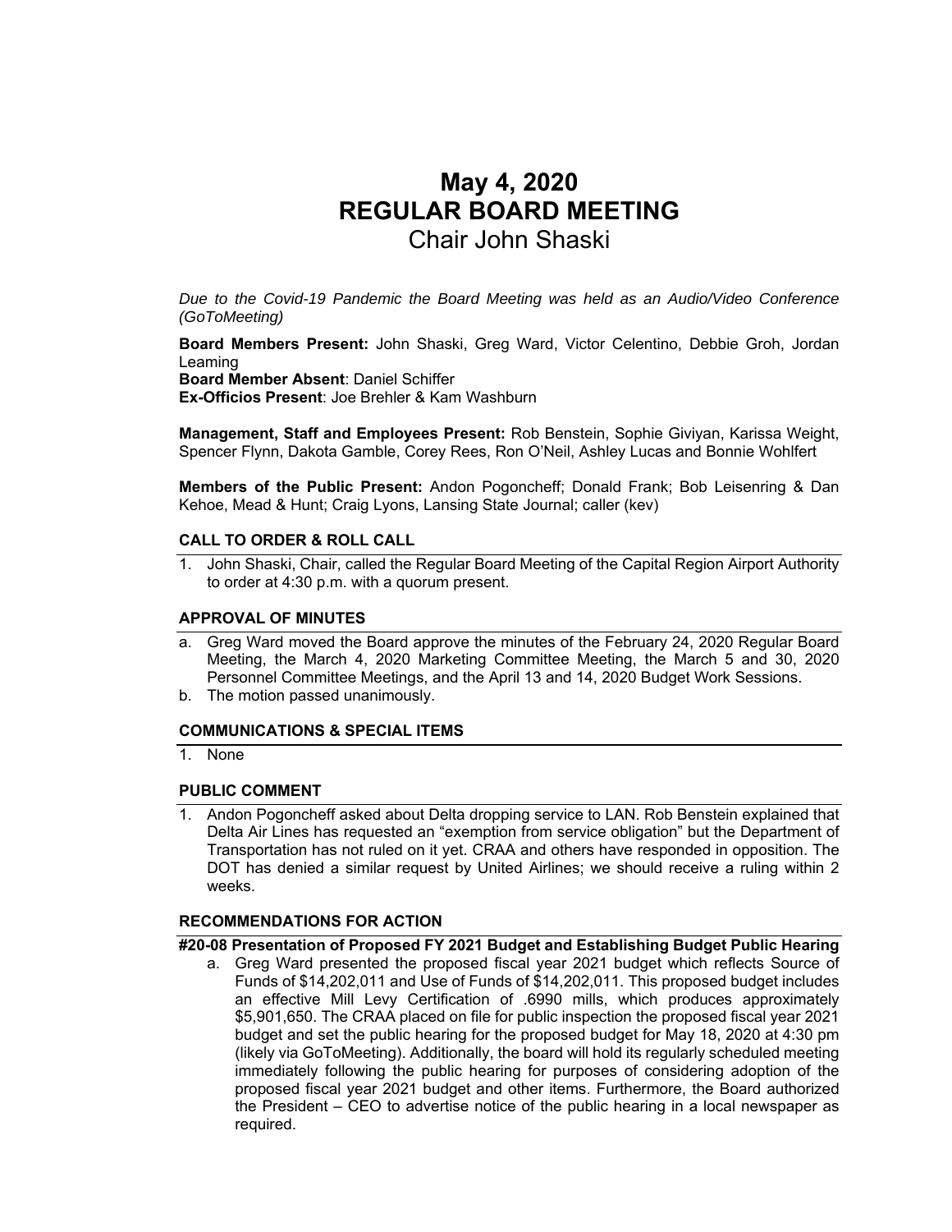# May 4, 2020
# REGULAR BOARD MEETING
## Chair John Shaski

*Due to the Covid-19 Pandemic the Board Meeting was held as an Audio/Video Conference (GoToMeeting)*

**Board Members Present:** John Shaski, Greg Ward, Victor Celentino, Debbie Groh, Jordan Leaming
**Board Member Absent**: Daniel Schiffer
**Ex-Officios Present**: Joe Brehler & Kam Washburn

**Management, Staff and Employees Present:** Rob Benstein, Sophie Giviyan, Karissa Weight, Spencer Flynn, Dakota Gamble, Corey Rees, Ron O'Neil, Ashley Lucas and Bonnie Wohlfert

**Members of the Public Present:** Andon Pogoncheff; Donald Frank; Bob Leisenring & Dan Kehoe, Mead & Hunt; Craig Lyons, Lansing State Journal; caller (kev)

### CALL TO ORDER & ROLL CALL

1. John Shaski, Chair, called the Regular Board Meeting of the Capital Region Airport Authority to order at 4:30 p.m. with a quorum present.

### APPROVAL OF MINUTES

a. Greg Ward moved the Board approve the minutes of the February 24, 2020 Regular Board Meeting, the March 4, 2020 Marketing Committee Meeting, the March 5 and 30, 2020 Personnel Committee Meetings, and the April 13 and 14, 2020 Budget Work Sessions.
b. The motion passed unanimously.

### COMMUNICATIONS & SPECIAL ITEMS

1. None

### PUBLIC COMMENT

1. Andon Pogoncheff asked about Delta dropping service to LAN. Rob Benstein explained that Delta Air Lines has requested an "exemption from service obligation" but the Department of Transportation has not ruled on it yet. CRAA and others have responded in opposition. The DOT has denied a similar request by United Airlines; we should receive a ruling within 2 weeks.

### RECOMMENDATIONS FOR ACTION

**#20-08 Presentation of Proposed FY 2021 Budget and Establishing Budget Public Hearing**

a. Greg Ward presented the proposed fiscal year 2021 budget which reflects Source of Funds of $14,202,011 and Use of Funds of $14,202,011. This proposed budget includes an effective Mill Levy Certification of .6990 mills, which produces approximately $5,901,650. The CRAA placed on file for public inspection the proposed fiscal year 2021 budget and set the public hearing for the proposed budget for May 18, 2020 at 4:30 pm (likely via GoToMeeting). Additionally, the board will hold its regularly scheduled meeting immediately following the public hearing for purposes of considering adoption of the proposed fiscal year 2021 budget and other items. Furthermore, the Board authorized the President – CEO to advertise notice of the public hearing in a local newspaper as required.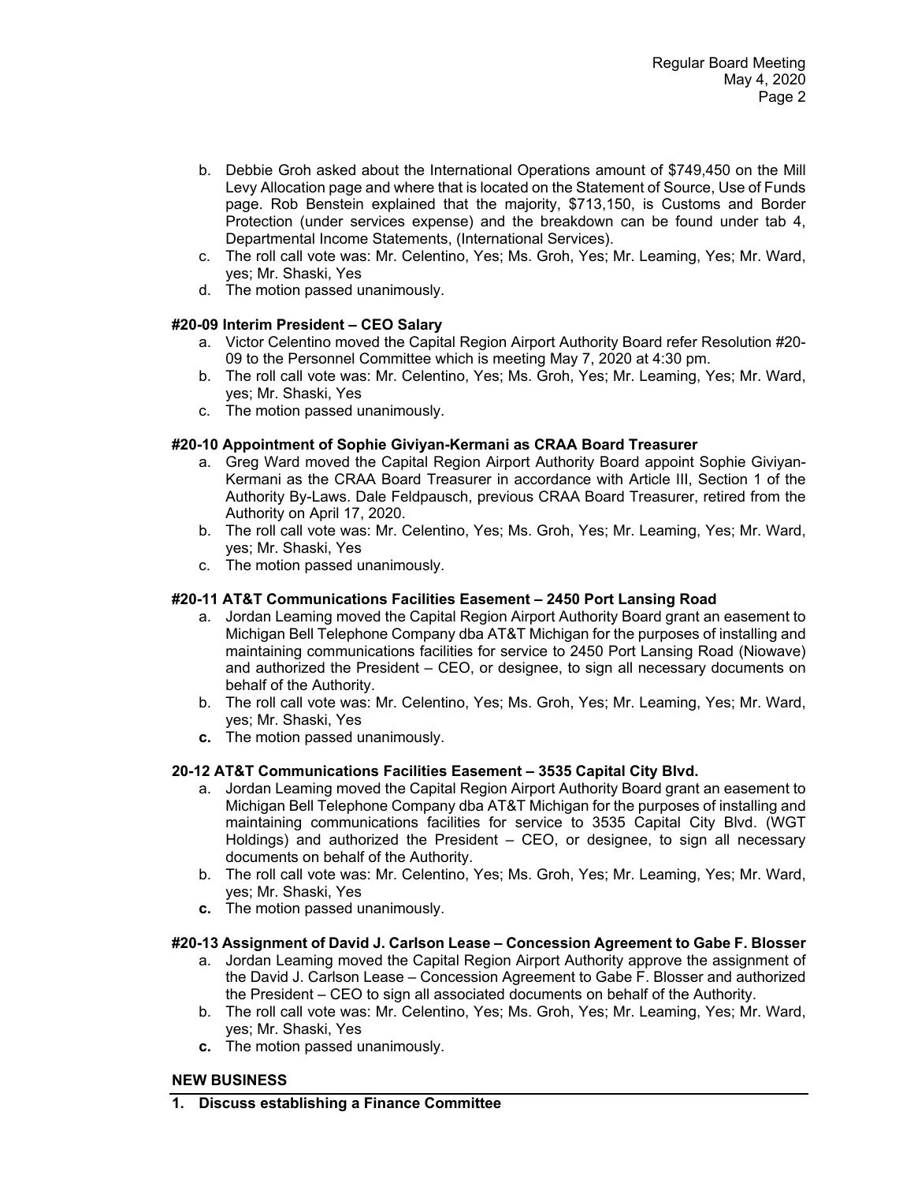b. Debbie Groh asked about the International Operations amount of $749,450 on the Mill Levy Allocation page and where that is located on the Statement of Source, Use of Funds page. Rob Benstein explained that the majority, $713,150, is Customs and Border Protection (under services expense) and the breakdown can be found under tab 4, Departmental Income Statements, (International Services).
c. The roll call vote was: Mr. Celentino, Yes; Ms. Groh, Yes; Mr. Leaming, Yes; Mr. Ward, yes; Mr. Shaski, Yes
d. The motion passed unanimously.

**#20-09 Interim President – CEO Salary**

a. Victor Celentino moved the Capital Region Airport Authority Board refer Resolution #20-09 to the Personnel Committee which is meeting May 7, 2020 at 4:30 pm.
b. The roll call vote was: Mr. Celentino, Yes; Ms. Groh, Yes; Mr. Leaming, Yes; Mr. Ward, yes; Mr. Shaski, Yes
c. The motion passed unanimously.

**#20-10 Appointment of Sophie Giviyan-Kermani as CRAA Board Treasurer**

a. Greg Ward moved the Capital Region Airport Authority Board appoint Sophie Giviyan-Kermani as the CRAA Board Treasurer in accordance with Article III, Section 1 of the Authority By-Laws. Dale Feldpausch, previous CRAA Board Treasurer, retired from the Authority on April 17, 2020.
b. The roll call vote was: Mr. Celentino, Yes; Ms. Groh, Yes; Mr. Leaming, Yes; Mr. Ward, yes; Mr. Shaski, Yes
c. The motion passed unanimously.

**#20-11 AT&T Communications Facilities Easement – 2450 Port Lansing Road**

a. Jordan Leaming moved the Capital Region Airport Authority Board grant an easement to Michigan Bell Telephone Company dba AT&T Michigan for the purposes of installing and maintaining communications facilities for service to 2450 Port Lansing Road (Niowave) and authorized the President – CEO, or designee, to sign all necessary documents on behalf of the Authority.
b. The roll call vote was: Mr. Celentino, Yes; Ms. Groh, Yes; Mr. Leaming, Yes; Mr. Ward, yes; Mr. Shaski, Yes
**c.** The motion passed unanimously.

**20-12 AT&T Communications Facilities Easement – 3535 Capital City Blvd.**

a. Jordan Leaming moved the Capital Region Airport Authority Board grant an easement to Michigan Bell Telephone Company dba AT&T Michigan for the purposes of installing and maintaining communications facilities for service to 3535 Capital City Blvd. (WGT Holdings) and authorized the President – CEO, or designee, to sign all necessary documents on behalf of the Authority.
b. The roll call vote was: Mr. Celentino, Yes; Ms. Groh, Yes; Mr. Leaming, Yes; Mr. Ward, yes; Mr. Shaski, Yes
**c.** The motion passed unanimously.

**#20-13 Assignment of David J. Carlson Lease – Concession Agreement to Gabe F. Blosser**

a. Jordan Leaming moved the Capital Region Airport Authority approve the assignment of the David J. Carlson Lease – Concession Agreement to Gabe F. Blosser and authorized the President – CEO to sign all associated documents on behalf of the Authority.
b. The roll call vote was: Mr. Celentino, Yes; Ms. Groh, Yes; Mr. Leaming, Yes; Mr. Ward, yes; Mr. Shaski, Yes
**c.** The motion passed unanimously.

**NEW BUSINESS**

**1. Discuss establishing a Finance Committee**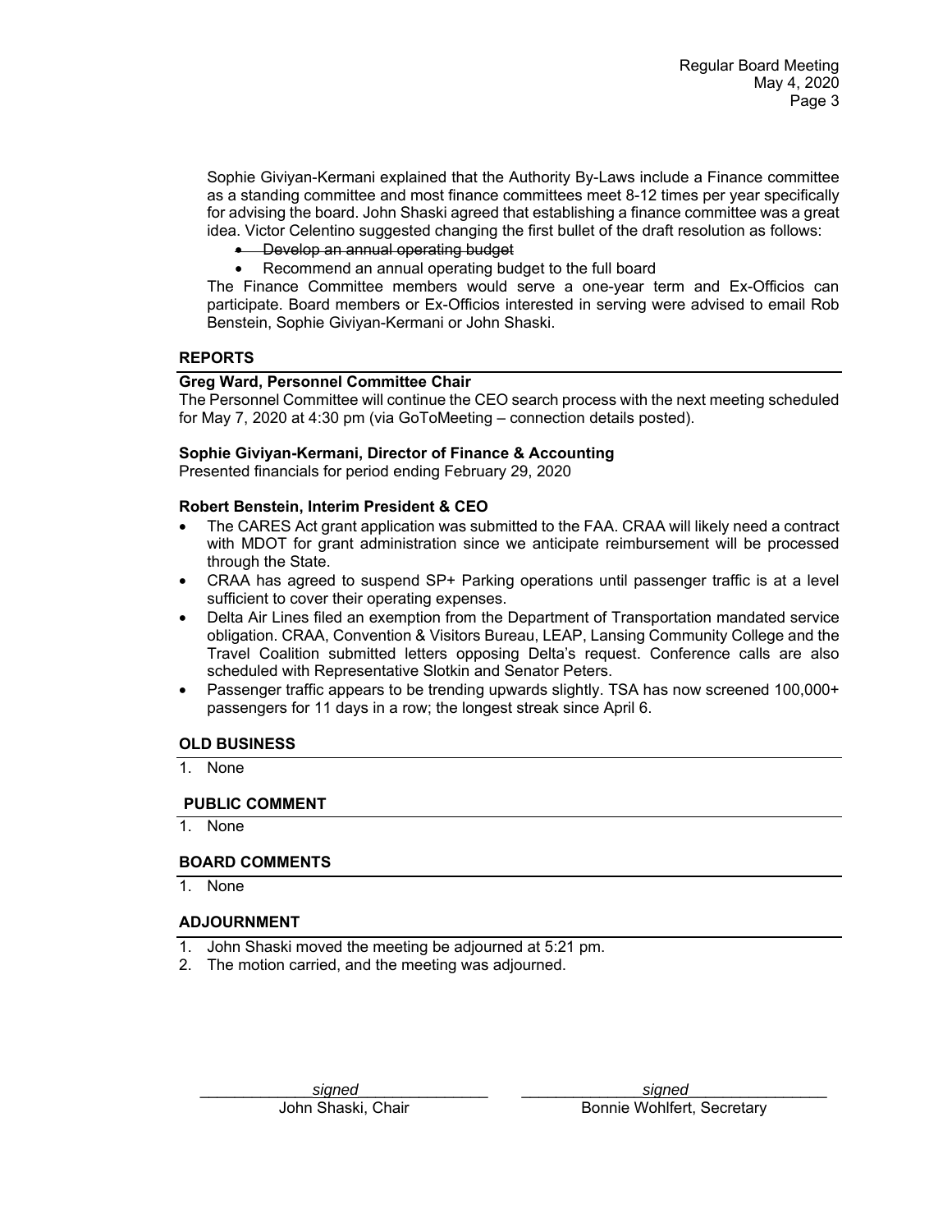Sophie Giviyan-Kermani explained that the Authority By-Laws include a Finance committee as a standing committee and most finance committees meet 8-12 times per year specifically for advising the board. John Shaski agreed that establishing a finance committee was a great idea. Victor Celentino suggested changing the first bullet of the draft resolution as follows:

- ~~Develop an annual operating budget~~
- Recommend an annual operating budget to the full board

The Finance Committee members would serve a one-year term and Ex-Officios can participate. Board members or Ex-Officios interested in serving were advised to email Rob Benstein, Sophie Giviyan-Kermani or John Shaski.

## REPORTS

**Greg Ward, Personnel Committee Chair**

The Personnel Committee will continue the CEO search process with the next meeting scheduled for May 7, 2020 at 4:30 pm (via GoToMeeting – connection details posted).

**Sophie Giviyan-Kermani, Director of Finance & Accounting**

Presented financials for period ending February 29, 2020

**Robert Benstein, Interim President & CEO**

- The CARES Act grant application was submitted to the FAA. CRAA will likely need a contract with MDOT for grant administration since we anticipate reimbursement will be processed through the State.
- CRAA has agreed to suspend SP+ Parking operations until passenger traffic is at a level sufficient to cover their operating expenses.
- Delta Air Lines filed an exemption from the Department of Transportation mandated service obligation. CRAA, Convention & Visitors Bureau, LEAP, Lansing Community College and the Travel Coalition submitted letters opposing Delta's request. Conference calls are also scheduled with Representative Slotkin and Senator Peters.
- Passenger traffic appears to be trending upwards slightly. TSA has now screened 100,000+ passengers for 11 days in a row; the longest streak since April 6.

## OLD BUSINESS

1. None

## PUBLIC COMMENT

1. None

## BOARD COMMENTS

1. None

## ADJOURNMENT

1. John Shaski moved the meeting be adjourned at 5:21 pm.
2. The motion carried, and the meeting was adjourned.

*signed*
John Shaski, Chair

*signed*
Bonnie Wohlfert, Secretary